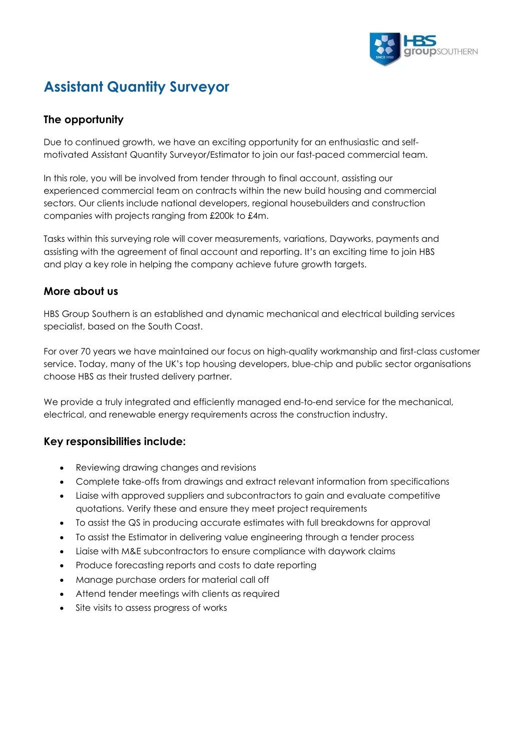# Assistant Quantity Surveyor

## The opportunity

Due to continued growth, we have an exciting opportunity for an enthusiastic and self-motivated Assistant Quantity Surveyor/Estimator to join our fast-paced commercial team.

In this role, you will be involved from tender through to final account, assisting our experienced commercial team on contracts within the new build housing and commercial sectors. Our clients include national developers, regional housebuilders and construction companies with projects ranging from £200k to £4m.

Tasks within this surveying role will cover measurements, variations, Dayworks, payments and assisting with the agreement of final account and reporting. It's an exciting time to join HBS and play a key role in helping the company achieve future growth targets.

## More about us

HBS Group Southern is an established and dynamic mechanical and electrical building services specialist, based on the South Coast.

For over 70 years we have maintained our focus on high-quality workmanship and first-class customer service. Today, many of the UK's top housing developers, blue-chip and public sector organisations choose HBS as their trusted delivery partner.

We provide a truly integrated and efficiently managed end-to-end service for the mechanical, electrical, and renewable energy requirements across the construction industry.

## Key responsibilities include:

- Reviewing drawing changes and revisions
- Complete take-offs from drawings and extract relevant information from specifications
- Liaise with approved suppliers and subcontractors to gain and evaluate competitive quotations. Verify these and ensure they meet project requirements
- To assist the QS in producing accurate estimates with full breakdowns for approval
- To assist the Estimator in delivering value engineering through a tender process
- Liaise with M&E subcontractors to ensure compliance with daywork claims
- Produce forecasting reports and costs to date reporting
- Manage purchase orders for material call off
- Attend tender meetings with clients as required
- Site visits to assess progress of works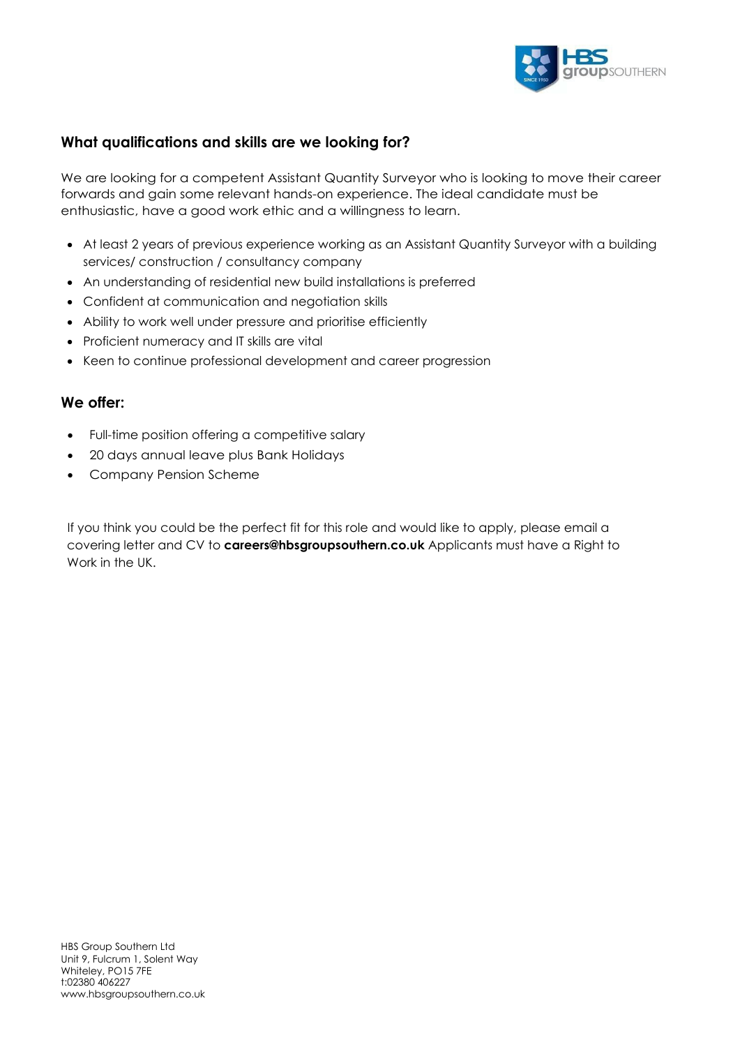## What qualifications and skills are we looking for?

We are looking for a competent Assistant Quantity Surveyor who is looking to move their career forwards and gain some relevant hands-on experience. The ideal candidate must be enthusiastic, have a good work ethic and a willingness to learn.

- At least 2 years of previous experience working as an Assistant Quantity Surveyor with a building services/ construction / consultancy company
- An understanding of residential new build installations is preferred
- Confident at communication and negotiation skills
- Ability to work well under pressure and prioritise efficiently
- Proficient numeracy and IT skills are vital
- Keen to continue professional development and career progression

## We offer:

- Full-time position offering a competitive salary
- 20 days annual leave plus Bank Holidays
- Company Pension Scheme

If you think you could be the perfect fit for this role and would like to apply, please email a covering letter and CV to **careers@hbsgroupsouthern.co.uk** Applicants must have a Right to Work in the UK.

HBS Group Southern Ltd
Unit 9, Fulcrum 1, Solent Way
Whiteley, PO15 7FE
t:02380 406227
www.hbsgroupsouthern.co.uk